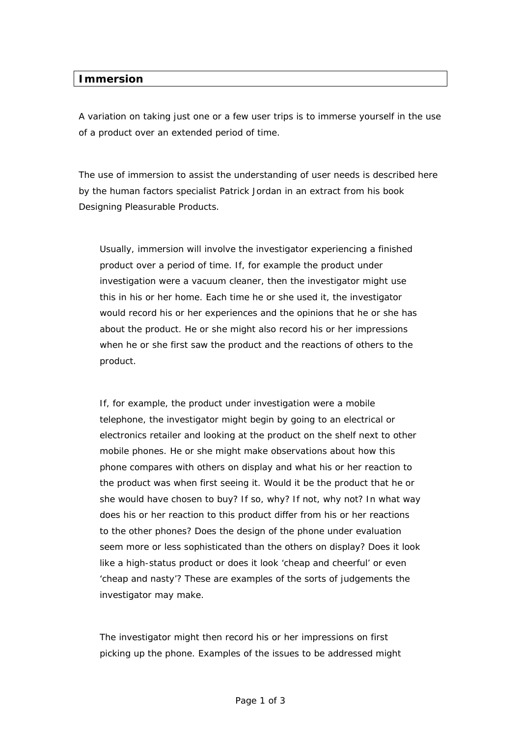## Immersion

A variation on taking just one or a few user trips is to immerse yourself in the use of a product over an extended period of time.

The use of immersion to assist the understanding of user needs is described here by the human factors specialist Patrick Jordan in an extract from his book Designing Pleasurable Products.

> Usually, immersion will involve the investigator experiencing a finished product over a period of time. If, for example the product under investigation were a vacuum cleaner, then the investigator might use this in his or her home. Each time he or she used it, the investigator would record his or her experiences and the opinions that he or she has about the product. He or she might also record his or her impressions when he or she first saw the product and the reactions of others to the product.
>
> If, for example, the product under investigation were a mobile telephone, the investigator might begin by going to an electrical or electronics retailer and looking at the product on the shelf next to other mobile phones. He or she might make observations about how this phone compares with others on display and what his or her reaction to the product was when first seeing it. Would it be the product that he or she would have chosen to buy? If so, why? If not, why not? In what way does his or her reaction to this product differ from his or her reactions to the other phones? Does the design of the phone under evaluation seem more or less sophisticated than the others on display? Does it look like a high-status product or does it look 'cheap and cheerful' or even 'cheap and nasty'? These are examples of the sorts of judgements the investigator may make.
>
> The investigator might then record his or her impressions on first picking up the phone. Examples of the issues to be addressed might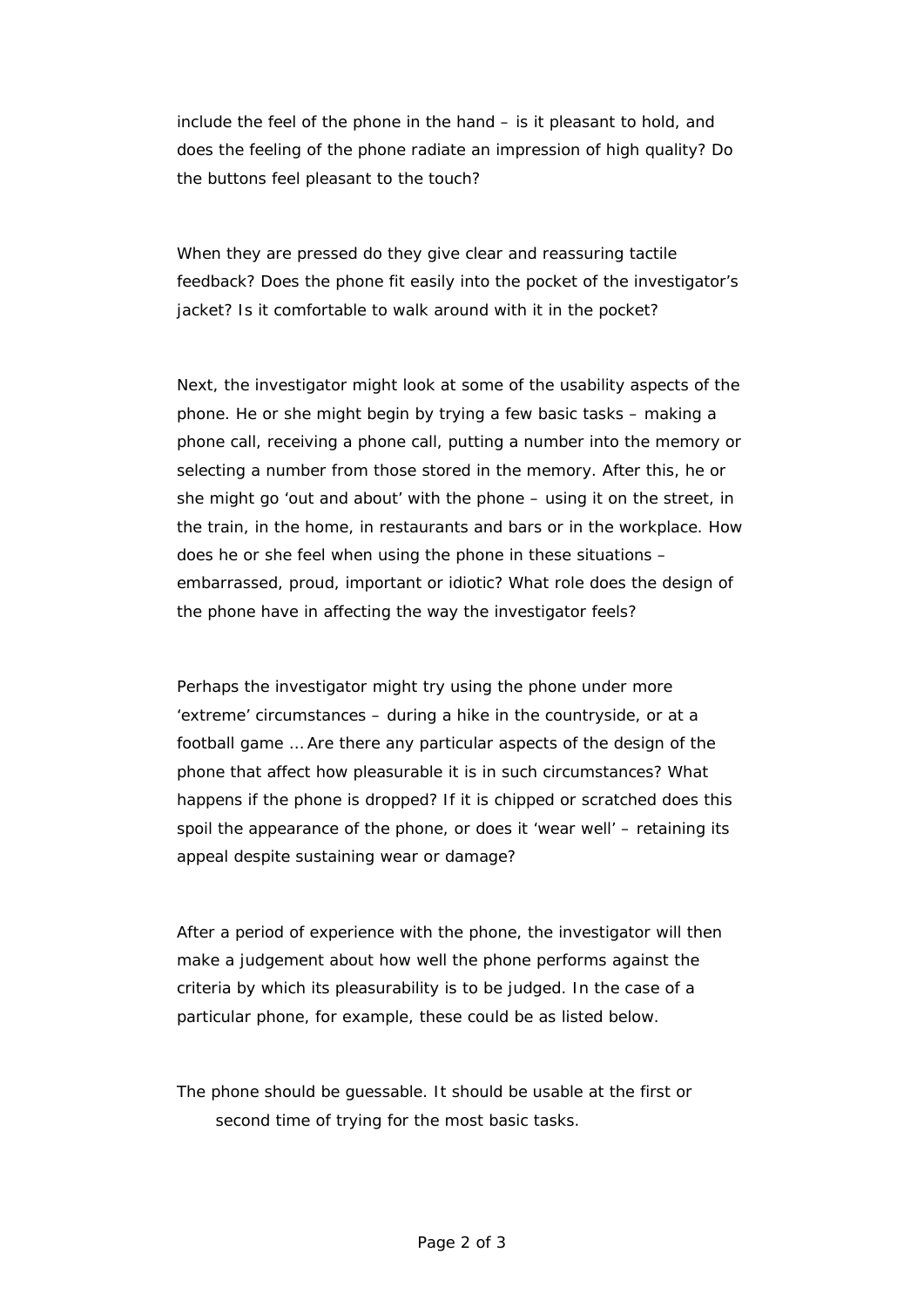include the feel of the phone in the hand – is it pleasant to hold, and does the feeling of the phone radiate an impression of high quality? Do the buttons feel pleasant to the touch?

When they are pressed do they give clear and reassuring tactile feedback? Does the phone fit easily into the pocket of the investigator's jacket? Is it comfortable to walk around with it in the pocket?

Next, the investigator might look at some of the usability aspects of the phone. He or she might begin by trying a few basic tasks – making a phone call, receiving a phone call, putting a number into the memory or selecting a number from those stored in the memory. After this, he or she might go 'out and about' with the phone – using it on the street, in the train, in the home, in restaurants and bars or in the workplace. How does he or she feel when using the phone in these situations – embarrassed, proud, important or idiotic? What role does the design of the phone have in affecting the way the investigator feels?

Perhaps the investigator might try using the phone under more 'extreme' circumstances – during a hike in the countryside, or at a football game ... Are there any particular aspects of the design of the phone that affect how pleasurable it is in such circumstances? What happens if the phone is dropped? If it is chipped or scratched does this spoil the appearance of the phone, or does it 'wear well' – retaining its appeal despite sustaining wear or damage?

After a period of experience with the phone, the investigator will then make a judgement about how well the phone performs against the criteria by which its pleasurability is to be judged. In the case of a particular phone, for example, these could be as listed below.

The phone should be guessable. It should be usable at the first or second time of trying for the most basic tasks.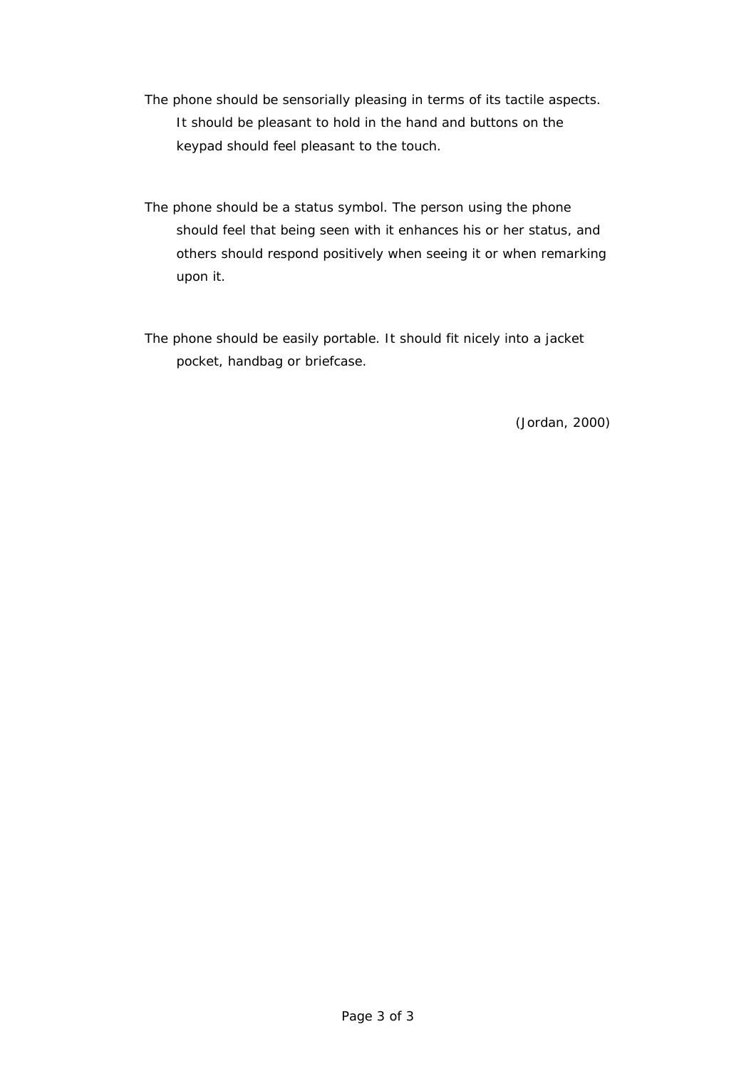The phone should be sensorially pleasing in terms of its tactile aspects. It should be pleasant to hold in the hand and buttons on the keypad should feel pleasant to the touch.

The phone should be a status symbol. The person using the phone should feel that being seen with it enhances his or her status, and others should respond positively when seeing it or when remarking upon it.

The phone should be easily portable. It should fit nicely into a jacket pocket, handbag or briefcase.

(Jordan, 2000)